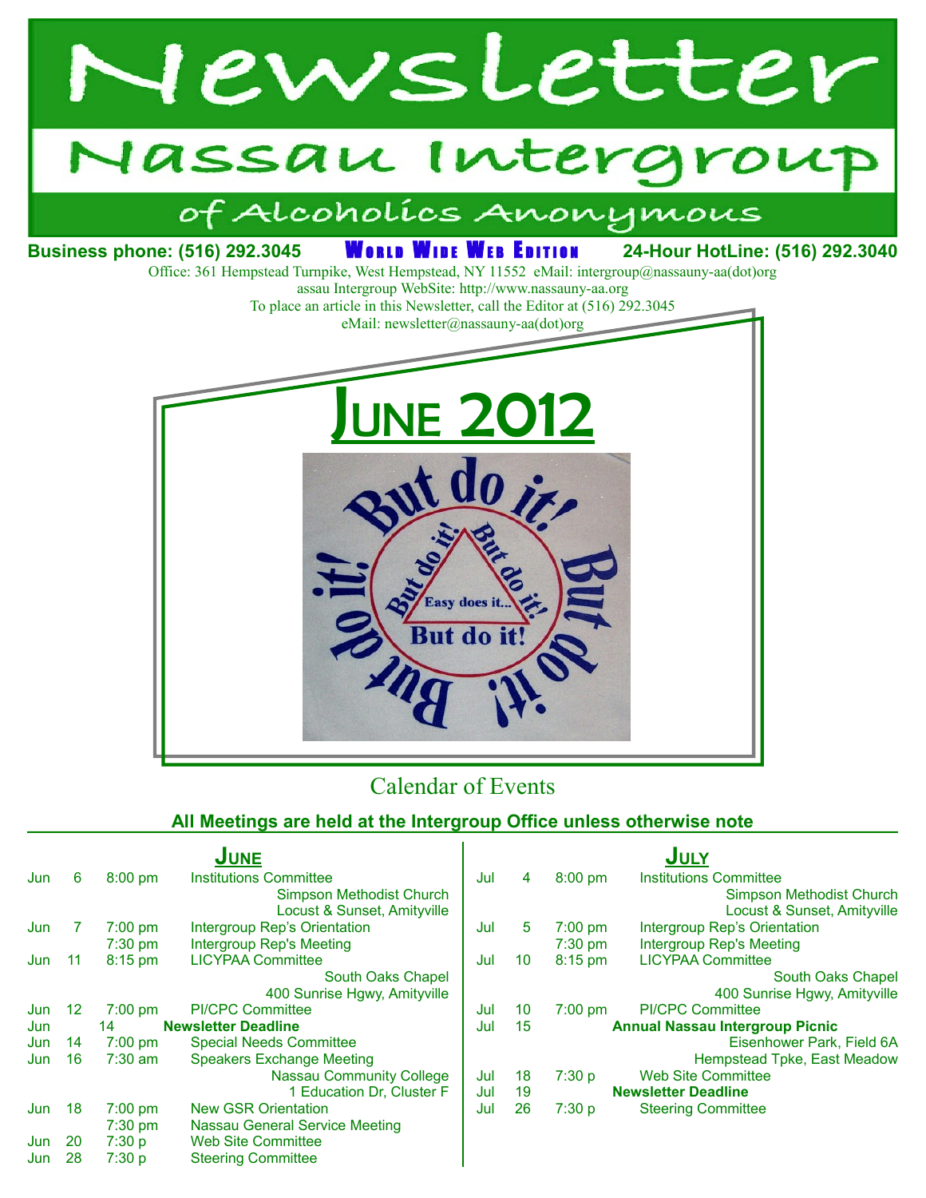# Newsletter

## Nassau Intergroup

### of Alcoholics Anonymous

**Business phone: (516) 292.3045** **WORLD WIDE WEB EDITION** **24-Hour HotLine: (516) 292.3040**

Office: 361 Hempstead Turnpike, West Hempstead, NY 11552 eMail: intergroup@nassauny-aa(dot)org
assau Intergroup WebSite: http://www.nassauny-aa.org
To place an article in this Newsletter, call the Editor at (516) 292.3045
eMail: newsletter@nassauny-aa(dot)org

# JUNE 2012

But do it! But do it! But do it! But do it! But do it! But do it! But do it! Easy does it... But do it!

## Calendar of Events

**All Meetings are held at the Intergroup Office unless otherwise note**

### JUNE

| | | | |
|---|---|---|---|
| Jun | 6 | 8:00 pm | Institutions Committee<br>Simpson Methodist Church<br>Locust & Sunset, Amityville |
| Jun | 7 | 7:00 pm | Intergroup Rep's Orientation |
| | | 7:30 pm | Intergroup Rep's Meeting |
| Jun | 11 | 8:15 pm | LICYPAA Committee<br>South Oaks Chapel<br>400 Sunrise Hgwy, Amityville |
| Jun | 12 | 7:00 pm | PI/CPC Committee |
| Jun | 14 | | **Newsletter Deadline** |
| Jun | 14 | 7:00 pm | Special Needs Committee |
| Jun | 16 | 7:30 am | Speakers Exchange Meeting<br>Nassau Community College<br>1 Education Dr, Cluster F |
| Jun | 18 | 7:00 pm | New GSR Orientation |
| | | 7:30 pm | Nassau General Service Meeting |
| Jun | 20 | 7:30 p | Web Site Committee |
| Jun | 28 | 7:30 p | Steering Committee |

### JULY

| | | | |
|---|---|---|---|
| Jul | 4 | 8:00 pm | Institutions Committee<br>Simpson Methodist Church<br>Locust & Sunset, Amityville |
| Jul | 5 | 7:00 pm | Intergroup Rep's Orientation |
| | | 7:30 pm | Intergroup Rep's Meeting |
| Jul | 10 | 8:15 pm | LICYPAA Committee<br>South Oaks Chapel<br>400 Sunrise Hgwy, Amityville |
| Jul | 10 | 7:00 pm | PI/CPC Committee |
| Jul | 15 | | **Annual Nassau Intergroup Picnic**<br>Eisenhower Park, Field 6A<br>Hempstead Tpke, East Meadow |
| Jul | 18 | 7:30 p | Web Site Committee |
| Jul | 19 | | **Newsletter Deadline** |
| Jul | 26 | 7:30 p | Steering Committee |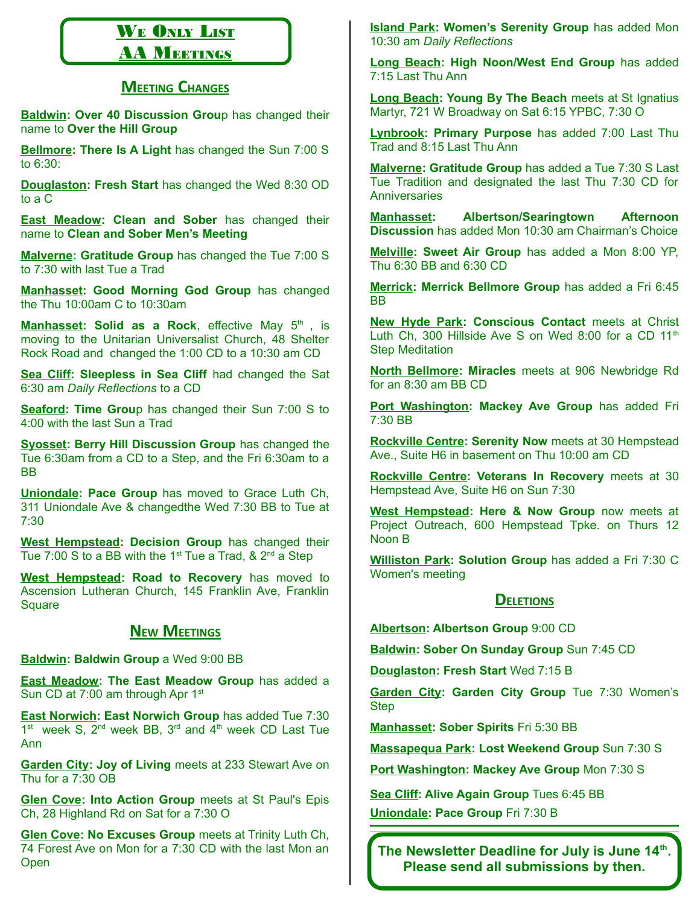# We Only List AA Meetings

## Meeting Changes

**Baldwin: Over 40 Discussion Group** has changed their name to **Over the Hill Group**

**Bellmore: There Is A Light** has changed the Sun 7:00 S to 6:30:

**Douglaston: Fresh Start** has changed the Wed 8:30 OD to a C

**East Meadow: Clean and Sober** has changed their name to **Clean and Sober Men's Meeting**

**Malverne: Gratitude Group** has changed the Tue 7:00 S to 7:30 with last Tue a Trad

**Manhasset: Good Morning God Group** has changed the Thu 10:00am C to 10:30am

**Manhasset: Solid as a Rock**, effective May 5th , is moving to the Unitarian Universalist Church, 48 Shelter Rock Road and changed the 1:00 CD to a 10:30 am CD

**Sea Cliff: Sleepless in Sea Cliff** had changed the Sat 6:30 am *Daily Reflections* to a CD

**Seaford: Time Group** has changed their Sun 7:00 S to 4:00 with the last Sun a Trad

**Syosset: Berry Hill Discussion Group** has changed the Tue 6:30am from a CD to a Step, and the Fri 6:30am to a BB

**Uniondale: Pace Group** has moved to Grace Luth Ch, 311 Uniondale Ave & changedthe Wed 7:30 BB to Tue at 7:30

**West Hempstead: Decision Group** has changed their Tue 7:00 S to a BB with the 1st Tue a Trad, & 2nd a Step

**West Hempstead: Road to Recovery** has moved to Ascension Lutheran Church, 145 Franklin Ave, Franklin Square

## New Meetings

**Baldwin: Baldwin Group** a Wed 9:00 BB

**East Meadow: The East Meadow Group** has added a Sun CD at 7:00 am through Apr 1st

**East Norwich: East Norwich Group** has added Tue 7:30 1st week S, 2nd week BB, 3rd and 4th week CD Last Tue Ann

**Garden City: Joy of Living** meets at 233 Stewart Ave on Thu for a 7:30 OB

**Glen Cove: Into Action Group** meets at St Paul's Epis Ch, 28 Highland Rd on Sat for a 7:30 O

**Glen Cove: No Excuses Group** meets at Trinity Luth Ch, 74 Forest Ave on Mon for a 7:30 CD with the last Mon an Open

**Island Park: Women's Serenity Group** has added Mon 10:30 am *Daily Reflections*

**Long Beach: High Noon/West End Group** has added 7:15 Last Thu Ann

**Long Beach: Young By The Beach** meets at St Ignatius Martyr, 721 W Broadway on Sat 6:15 YPBC, 7:30 O

**Lynbrook: Primary Purpose** has added 7:00 Last Thu Trad and 8:15 Last Thu Ann

**Malverne: Gratitude Group** has added a Tue 7:30 S Last Tue Tradition and designated the last Thu 7:30 CD for Anniversaries

**Manhasset: Albertson/Searingtown Afternoon Discussion** has added Mon 10:30 am Chairman's Choice

**Melville: Sweet Air Group** has added a Mon 8:00 YP, Thu 6:30 BB and 6:30 CD

**Merrick: Merrick Bellmore Group** has added a Fri 6:45 BB

**New Hyde Park: Conscious Contact** meets at Christ Luth Ch, 300 Hillside Ave S on Wed 8:00 for a CD 11th Step Meditation

**North Bellmore: Miracles** meets at 906 Newbridge Rd for an 8:30 am BB CD

**Port Washington: Mackey Ave Group** has added Fri 7:30 BB

**Rockville Centre: Serenity Now** meets at 30 Hempstead Ave., Suite H6 in basement on Thu 10:00 am CD

**Rockville Centre: Veterans In Recovery** meets at 30 Hempstead Ave, Suite H6 on Sun 7:30

**West Hempstead: Here & Now Group** now meets at Project Outreach, 600 Hempstead Tpke. on Thurs 12 Noon B

**Williston Park: Solution Group** has added a Fri 7:30 C Women's meeting

## Deletions

**Albertson: Albertson Group** 9:00 CD

**Baldwin: Sober On Sunday Group** Sun 7:45 CD

**Douglaston: Fresh Start** Wed 7:15 B

**Garden City: Garden City Group** Tue 7:30 Women's Step

**Manhasset: Sober Spirits** Fri 5:30 BB

**Massapequa Park: Lost Weekend Group** Sun 7:30 S

**Port Washington: Mackey Ave Group** Mon 7:30 S

**Sea Cliff: Alive Again Group** Tues 6:45 BB

**Uniondale: Pace Group** Fri 7:30 B

**The Newsletter Deadline for July is June 14th. Please send all submissions by then.**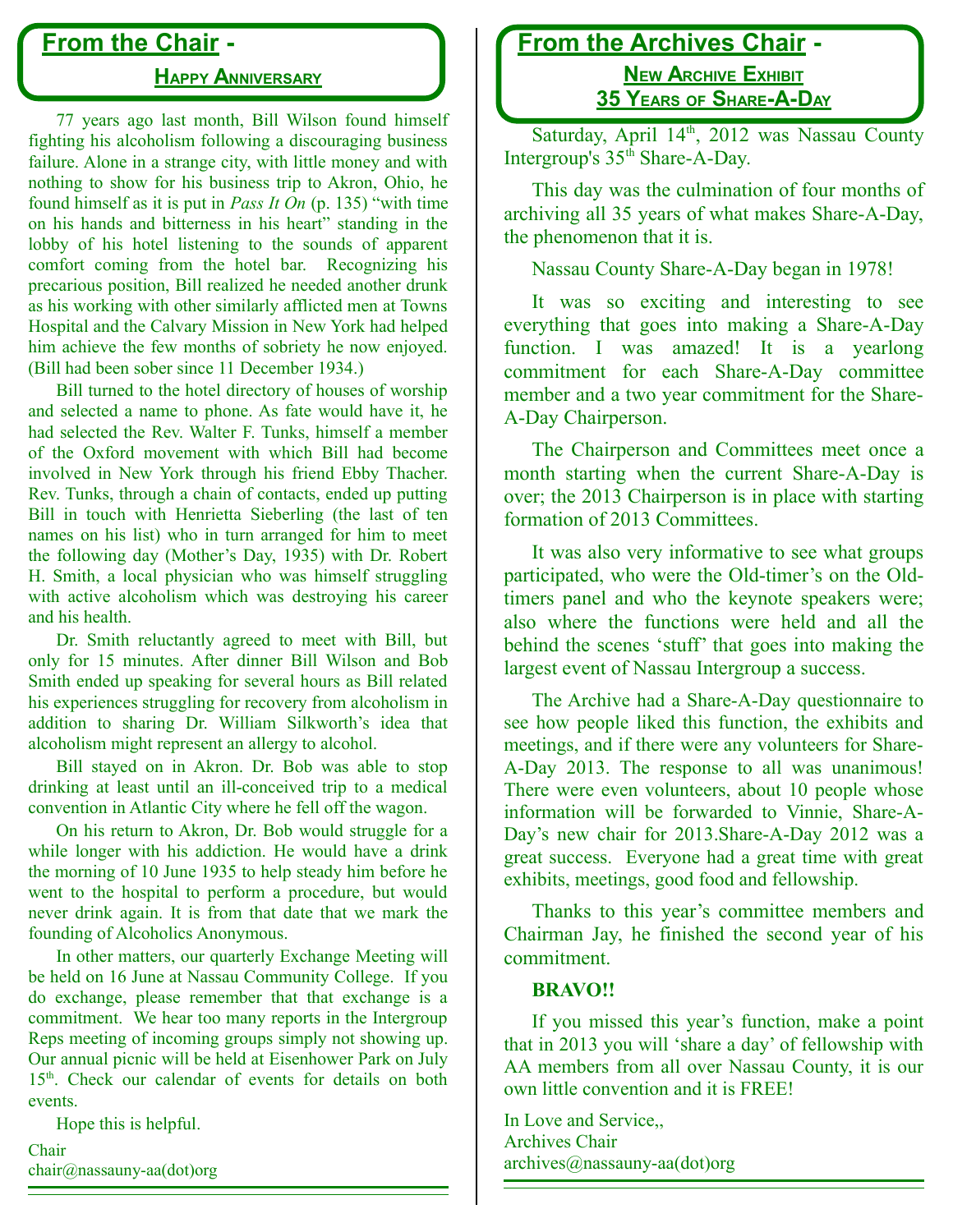## From the Chair - 

### Happy Anniversary

77 years ago last month, Bill Wilson found himself fighting his alcoholism following a discouraging business failure. Alone in a strange city, with little money and with nothing to show for his business trip to Akron, Ohio, he found himself as it is put in *Pass It On* (p. 135) "with time on his hands and bitterness in his heart" standing in the lobby of his hotel listening to the sounds of apparent comfort coming from the hotel bar. Recognizing his precarious position, Bill realized he needed another drunk as his working with other similarly afflicted men at Towns Hospital and the Calvary Mission in New York had helped him achieve the few months of sobriety he now enjoyed. (Bill had been sober since 11 December 1934.)

Bill turned to the hotel directory of houses of worship and selected a name to phone. As fate would have it, he had selected the Rev. Walter F. Tunks, himself a member of the Oxford movement with which Bill had become involved in New York through his friend Ebby Thacher. Rev. Tunks, through a chain of contacts, ended up putting Bill in touch with Henrietta Sieberling (the last of ten names on his list) who in turn arranged for him to meet the following day (Mother's Day, 1935) with Dr. Robert H. Smith, a local physician who was himself struggling with active alcoholism which was destroying his career and his health.

Dr. Smith reluctantly agreed to meet with Bill, but only for 15 minutes. After dinner Bill Wilson and Bob Smith ended up speaking for several hours as Bill related his experiences struggling for recovery from alcoholism in addition to sharing Dr. William Silkworth's idea that alcoholism might represent an allergy to alcohol.

Bill stayed on in Akron. Dr. Bob was able to stop drinking at least until an ill-conceived trip to a medical convention in Atlantic City where he fell off the wagon.

On his return to Akron, Dr. Bob would struggle for a while longer with his addiction. He would have a drink the morning of 10 June 1935 to help steady him before he went to the hospital to perform a procedure, but would never drink again. It is from that date that we mark the founding of Alcoholics Anonymous.

In other matters, our quarterly Exchange Meeting will be held on 16 June at Nassau Community College. If you do exchange, please remember that that exchange is a commitment. We hear too many reports in the Intergroup Reps meeting of incoming groups simply not showing up. Our annual picnic will be held at Eisenhower Park on July 15th. Check our calendar of events for details on both events.

Hope this is helpful.

Chair
chair@nassauny-aa(dot)org

## From the Archives Chair - 

### New Archive Exhibit 35 Years of Share-A-Day

Saturday, April 14th, 2012 was Nassau County Intergroup's 35th Share-A-Day.

This day was the culmination of four months of archiving all 35 years of what makes Share-A-Day, the phenomenon that it is.

Nassau County Share-A-Day began in 1978!

It was so exciting and interesting to see everything that goes into making a Share-A-Day function. I was amazed! It is a yearlong commitment for each Share-A-Day committee member and a two year commitment for the Share-A-Day Chairperson.

The Chairperson and Committees meet once a month starting when the current Share-A-Day is over; the 2013 Chairperson is in place with starting formation of 2013 Committees.

It was also very informative to see what groups participated, who were the Old-timer's on the Old-timers panel and who the keynote speakers were; also where the functions were held and all the behind the scenes 'stuff' that goes into making the largest event of Nassau Intergroup a success.

The Archive had a Share-A-Day questionnaire to see how people liked this function, the exhibits and meetings, and if there were any volunteers for Share-A-Day 2013. The response to all was unanimous! There were even volunteers, about 10 people whose information will be forwarded to Vinnie, Share-A-Day's new chair for 2013.Share-A-Day 2012 was a great success. Everyone had a great time with great exhibits, meetings, good food and fellowship.

Thanks to this year's committee members and Chairman Jay, he finished the second year of his commitment.

**BRAVO!!**

If you missed this year's function, make a point that in 2013 you will 'share a day' of fellowship with AA members from all over Nassau County, it is our own little convention and it is FREE!

In Love and Service,,
Archives Chair
archives@nassauny-aa(dot)org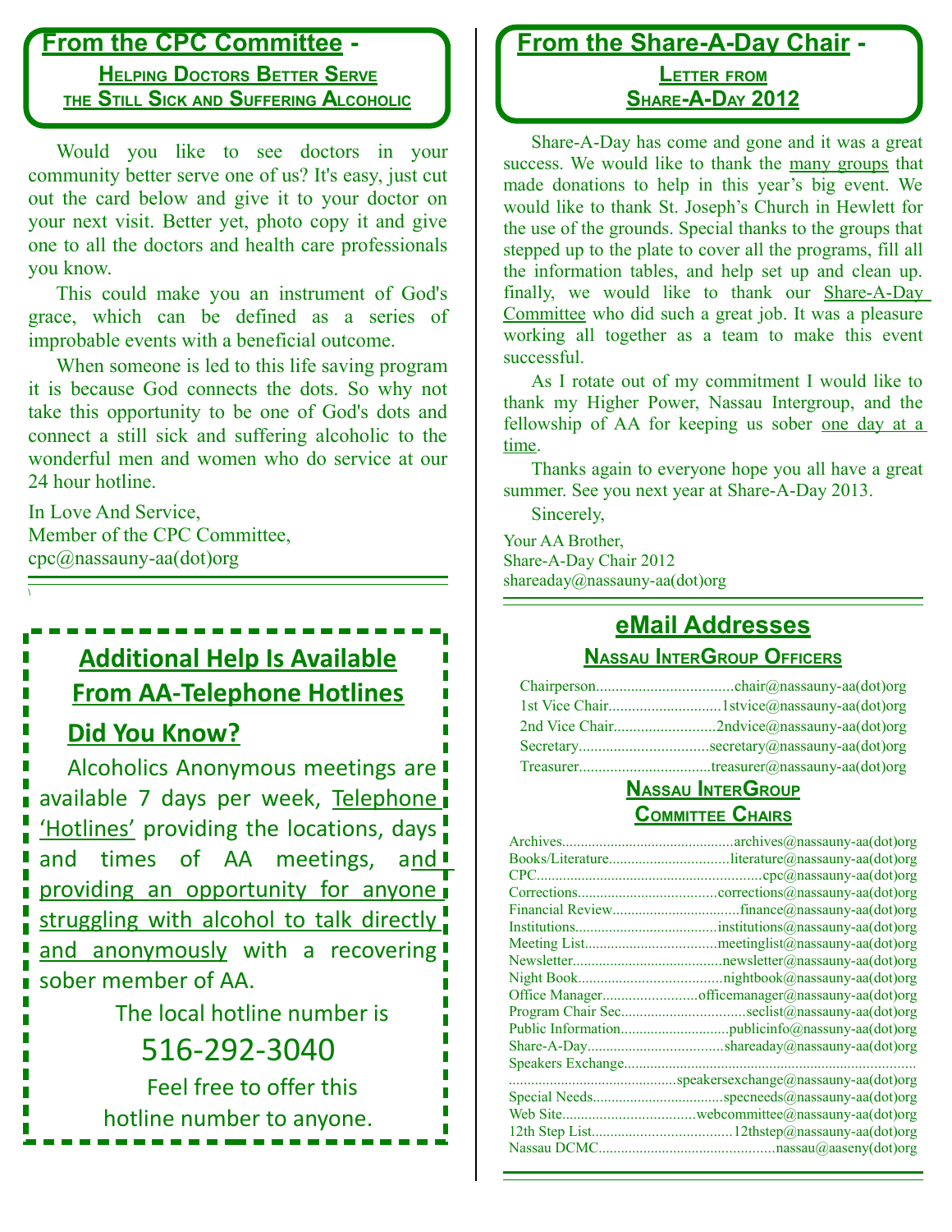## From the CPC Committee -

### Helping Doctors Better Serve the Still Sick and Suffering Alcoholic

Would you like to see doctors in your community better serve one of us? It's easy, just cut out the card below and give it to your doctor on your next visit. Better yet, photo copy it and give one to all the doctors and health care professionals you know.

This could make you an instrument of God's grace, which can be defined as a series of improbable events with a beneficial outcome.

When someone is led to this life saving program it is because God connects the dots. So why not take this opportunity to be one of God's dots and connect a still sick and suffering alcoholic to the wonderful men and women who do service at our 24 hour hotline.

In Love And Service,
Member of the CPC Committee,
cpc@nassauny-aa(dot)org

## Additional Help Is Available From AA-Telephone Hotlines

### Did You Know?

Alcoholics Anonymous meetings are available 7 days per week, Telephone 'Hotlines' providing the locations, days and times of AA meetings, and providing an opportunity for anyone struggling with alcohol to talk directly and anonymously with a recovering sober member of AA.

The local hotline number is

**516-292-3040**

Feel free to offer this hotline number to anyone.

## From the Share-A-Day Chair -

### Letter from Share-A-Day 2012

Share-A-Day has come and gone and it was a great success. We would like to thank the many groups that made donations to help in this year's big event. We would like to thank St. Joseph's Church in Hewlett for the use of the grounds. Special thanks to the groups that stepped up to the plate to cover all the programs, fill all the information tables, and help set up and clean up. finally, we would like to thank our Share-A-Day Committee who did such a great job. It was a pleasure working all together as a team to make this event successful.

As I rotate out of my commitment I would like to thank my Higher Power, Nassau Intergroup, and the fellowship of AA for keeping us sober one day at a time.

Thanks again to everyone hope you all have a great summer. See you next year at Share-A-Day 2013.

Sincerely,

Your AA Brother,
Share-A-Day Chair 2012
shareaday@nassauny-aa(dot)org

## eMail Addresses

### Nassau InterGroup Officers

Chairperson..................................chair@nassauny-aa(dot)org
1st Vice Chair............................1stvice@nassauny-aa(dot)org
2nd Vice Chair.........................2ndvice@nassauny-aa(dot)org
Secretary................................secretary@nassauny-aa(dot)org
Treasurer.................................treasurer@nassauny-aa(dot)org

### Nassau InterGroup Committee Chairs

Archives.............................................archives@nassauny-aa(dot)org
Books/Literature................................literature@nassauny-aa(dot)org
CPC...........................................................cpc@nassauny-aa(dot)org
Corrections....................................corrections@nassauny-aa(dot)org
Financial Review.................................finance@nassauny-aa(dot)org
Institutions.....................................institutions@nassauny-aa(dot)org
Meeting List...................................meetinglist@nassauny-aa(dot)org
Newsletter.......................................newsletter@nassauny-aa(dot)org
Night Book.....................................nightbook@nassauny-aa(dot)org
Office Manager.........................officemanager@nassauny-aa(dot)org
Program Chair Sec................................seclist@nassauny-aa(dot)org
Public Information............................publicinfo@nassauny-aa(dot)org
Share-A-Day...................................shareaday@nassauny-aa(dot)org
Speakers Exchange.............................................................................
............................................speakersexchange@nassauny-aa(dot)org
Special Needs..................................specneeds@nassauny-aa(dot)org
Web Site..................................webcommittee@nassauny-aa(dot)org
12th Step List....................................12thstep@nassauny-aa(dot)org
Nassau DCMC..............................................nassau@aaseny(dot)org